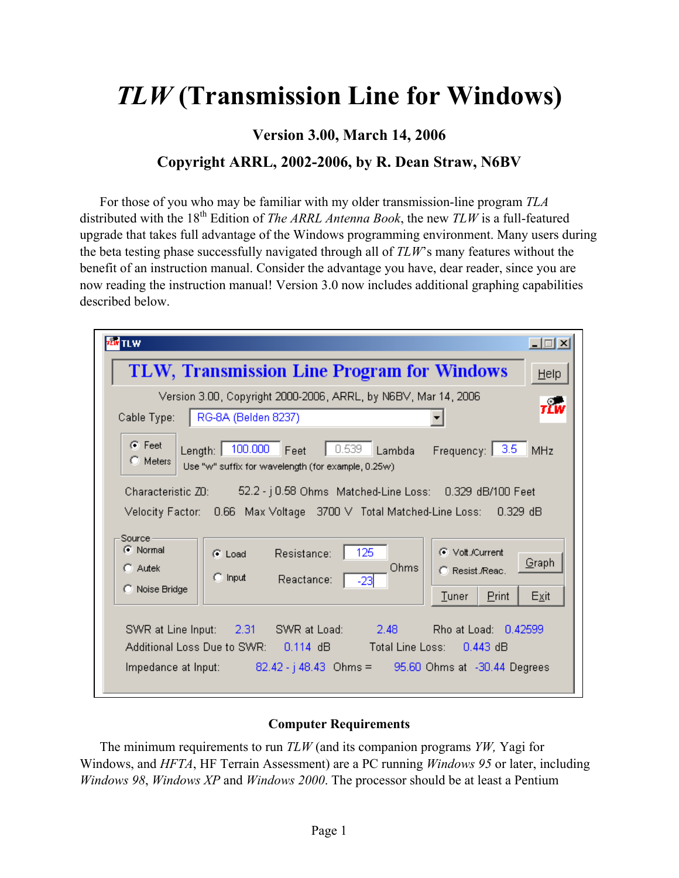# *TLW* (Transmission Line for Windows)

### Version 3.00, March 14, 2006

### Copyright ARRL, 2002-2006, by R. Dean Straw, N6BV

For those of you who may be familiar with my older transmission-line program *TLA* distributed with the 18th Edition of *The ARRL Antenna Book*, the new *TLW* is a full-featured upgrade that takes full advantage of the Windows programming environment. Many users during the beta testing phase successfully navigated through all of *TLW*'s many features without the benefit of an instruction manual. Consider the advantage you have, dear reader, since you are now reading the instruction manual! Version 3.0 now includes additional graphing capabilities described below.

### Computer Requirements

The minimum requirements to run *TLW* (and its companion programs *YW,* Yagi for Windows, and *HFTA*, HF Terrain Assessment) are a PC running *Windows 95* or later, including *Windows 98*, *Windows XP* and *Windows 2000*. The processor should be at least a Pentium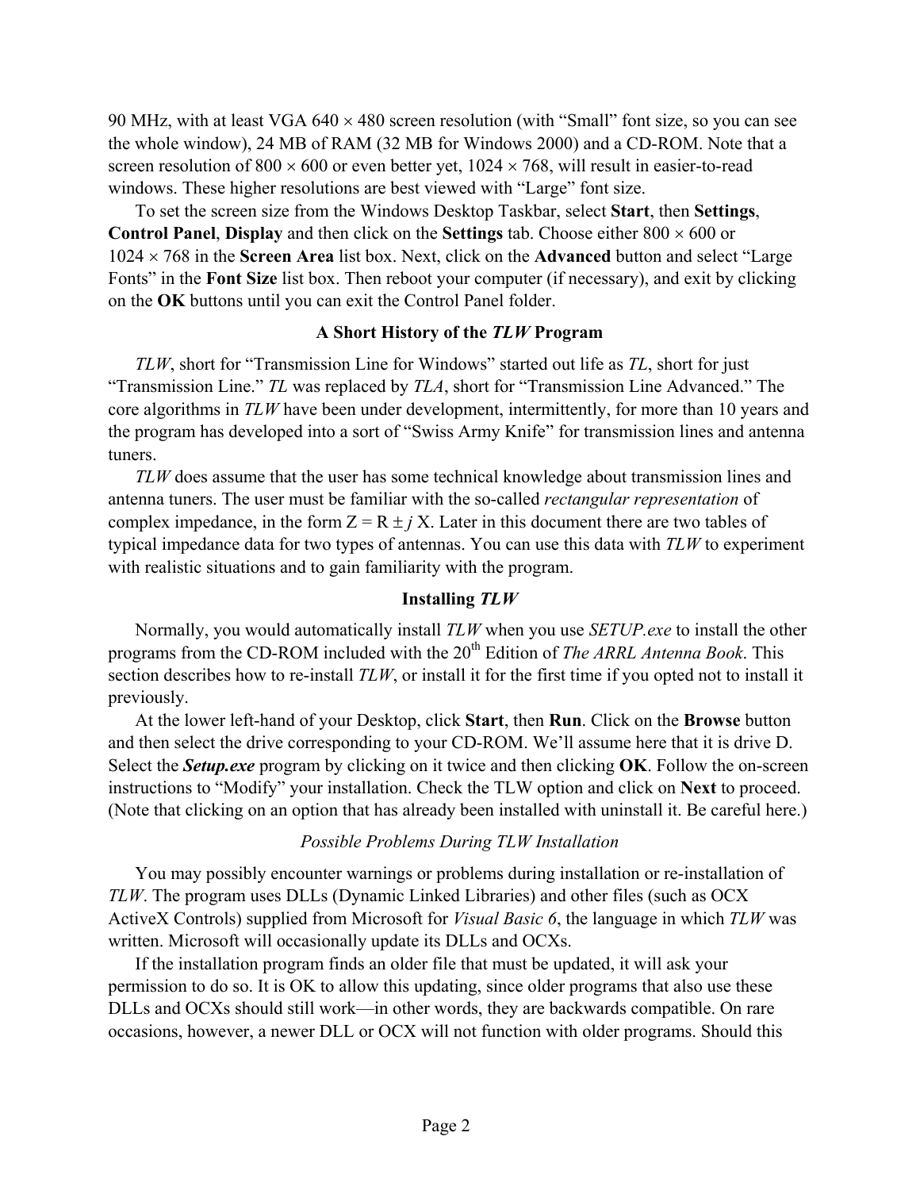90 MHz, with at least VGA 640 × 480 screen resolution (with "Small" font size, so you can see the whole window), 24 MB of RAM (32 MB for Windows 2000) and a CD-ROM. Note that a screen resolution of 800 × 600 or even better yet, 1024 × 768, will result in easier-to-read windows. These higher resolutions are best viewed with "Large" font size.

To set the screen size from the Windows Desktop Taskbar, select **Start**, then **Settings**, **Control Panel**, **Display** and then click on the **Settings** tab. Choose either 800 × 600 or 1024 × 768 in the **Screen Area** list box. Next, click on the **Advanced** button and select "Large Fonts" in the **Font Size** list box. Then reboot your computer (if necessary), and exit by clicking on the **OK** buttons until you can exit the Control Panel folder.

## A Short History of the *TLW* Program

*TLW*, short for "Transmission Line for Windows" started out life as *TL*, short for just "Transmission Line." *TL* was replaced by *TLA*, short for "Transmission Line Advanced." The core algorithms in *TLW* have been under development, intermittently, for more than 10 years and the program has developed into a sort of "Swiss Army Knife" for transmission lines and antenna tuners.

*TLW* does assume that the user has some technical knowledge about transmission lines and antenna tuners. The user must be familiar with the so-called *rectangular representation* of complex impedance, in the form $Z = R \pm j X$. Later in this document there are two tables of typical impedance data for two types of antennas. You can use this data with *TLW* to experiment with realistic situations and to gain familiarity with the program.

## Installing *TLW*

Normally, you would automatically install *TLW* when you use *SETUP.exe* to install the other programs from the CD-ROM included with the 20th Edition of *The ARRL Antenna Book*. This section describes how to re-install *TLW*, or install it for the first time if you opted not to install it previously.

At the lower left-hand of your Desktop, click **Start**, then **Run**. Click on the **Browse** button and then select the drive corresponding to your CD-ROM. We'll assume here that it is drive D. Select the ***Setup.exe*** program by clicking on it twice and then clicking **OK**. Follow the on-screen instructions to "Modify" your installation. Check the TLW option and click on **Next** to proceed. (Note that clicking on an option that has already been installed with uninstall it. Be careful here.)

### *Possible Problems During TLW Installation*

You may possibly encounter warnings or problems during installation or re-installation of *TLW*. The program uses DLLs (Dynamic Linked Libraries) and other files (such as OCX ActiveX Controls) supplied from Microsoft for *Visual Basic 6*, the language in which *TLW* was written. Microsoft will occasionally update its DLLs and OCXs.

If the installation program finds an older file that must be updated, it will ask your permission to do so. It is OK to allow this updating, since older programs that also use these DLLs and OCXs should still work—in other words, they are backwards compatible. On rare occasions, however, a newer DLL or OCX will not function with older programs. Should this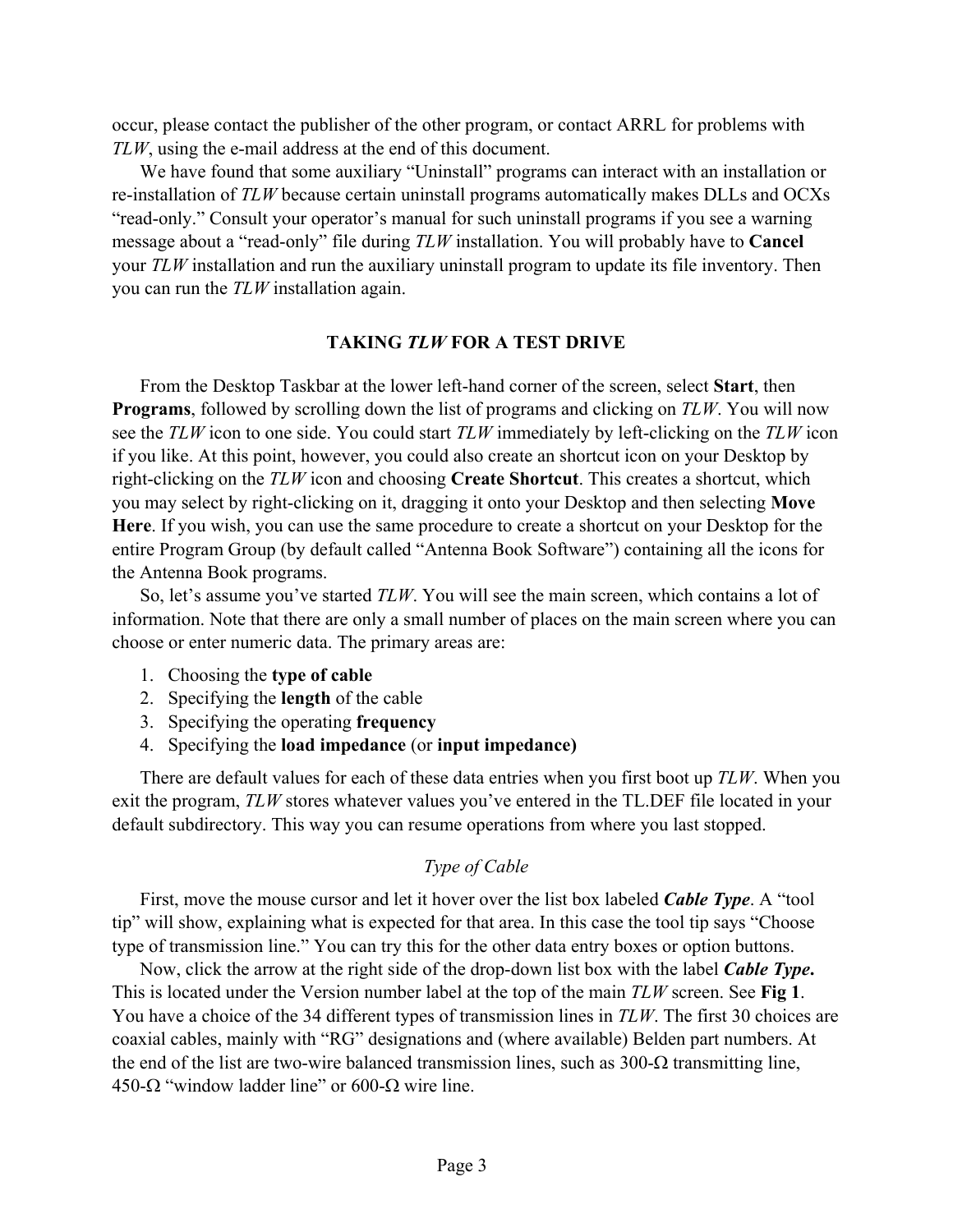occur, please contact the publisher of the other program, or contact ARRL for problems with *TLW*, using the e-mail address at the end of this document.

We have found that some auxiliary "Uninstall" programs can interact with an installation or re-installation of *TLW* because certain uninstall programs automatically makes DLLs and OCXs "read-only." Consult your operator's manual for such uninstall programs if you see a warning message about a "read-only" file during *TLW* installation. You will probably have to **Cancel** your *TLW* installation and run the auxiliary uninstall program to update its file inventory. Then you can run the *TLW* installation again.

## TAKING *TLW* FOR A TEST DRIVE

From the Desktop Taskbar at the lower left-hand corner of the screen, select **Start**, then **Programs**, followed by scrolling down the list of programs and clicking on *TLW*. You will now see the *TLW* icon to one side. You could start *TLW* immediately by left-clicking on the *TLW* icon if you like. At this point, however, you could also create an shortcut icon on your Desktop by right-clicking on the *TLW* icon and choosing **Create Shortcut**. This creates a shortcut, which you may select by right-clicking on it, dragging it onto your Desktop and then selecting **Move Here**. If you wish, you can use the same procedure to create a shortcut on your Desktop for the entire Program Group (by default called "Antenna Book Software") containing all the icons for the Antenna Book programs.

So, let's assume you've started *TLW*. You will see the main screen, which contains a lot of information. Note that there are only a small number of places on the main screen where you can choose or enter numeric data. The primary areas are:

1. Choosing the **type of cable**
2. Specifying the **length** of the cable
3. Specifying the operating **frequency**
4. Specifying the **load impedance** (or **input impedance)**

There are default values for each of these data entries when you first boot up *TLW*. When you exit the program, *TLW* stores whatever values you've entered in the TL.DEF file located in your default subdirectory. This way you can resume operations from where you last stopped.

### *Type of Cable*

First, move the mouse cursor and let it hover over the list box labeled ***Cable Type***. A "tool tip" will show, explaining what is expected for that area. In this case the tool tip says "Choose type of transmission line." You can try this for the other data entry boxes or option buttons.

Now, click the arrow at the right side of the drop-down list box with the label ***Cable Type.*** This is located under the Version number label at the top of the main *TLW* screen. See **Fig 1**. You have a choice of the 34 different types of transmission lines in *TLW*. The first 30 choices are coaxial cables, mainly with "RG" designations and (where available) Belden part numbers. At the end of the list are two-wire balanced transmission lines, such as 300-Ω transmitting line, 450-Ω "window ladder line" or 600-Ω wire line.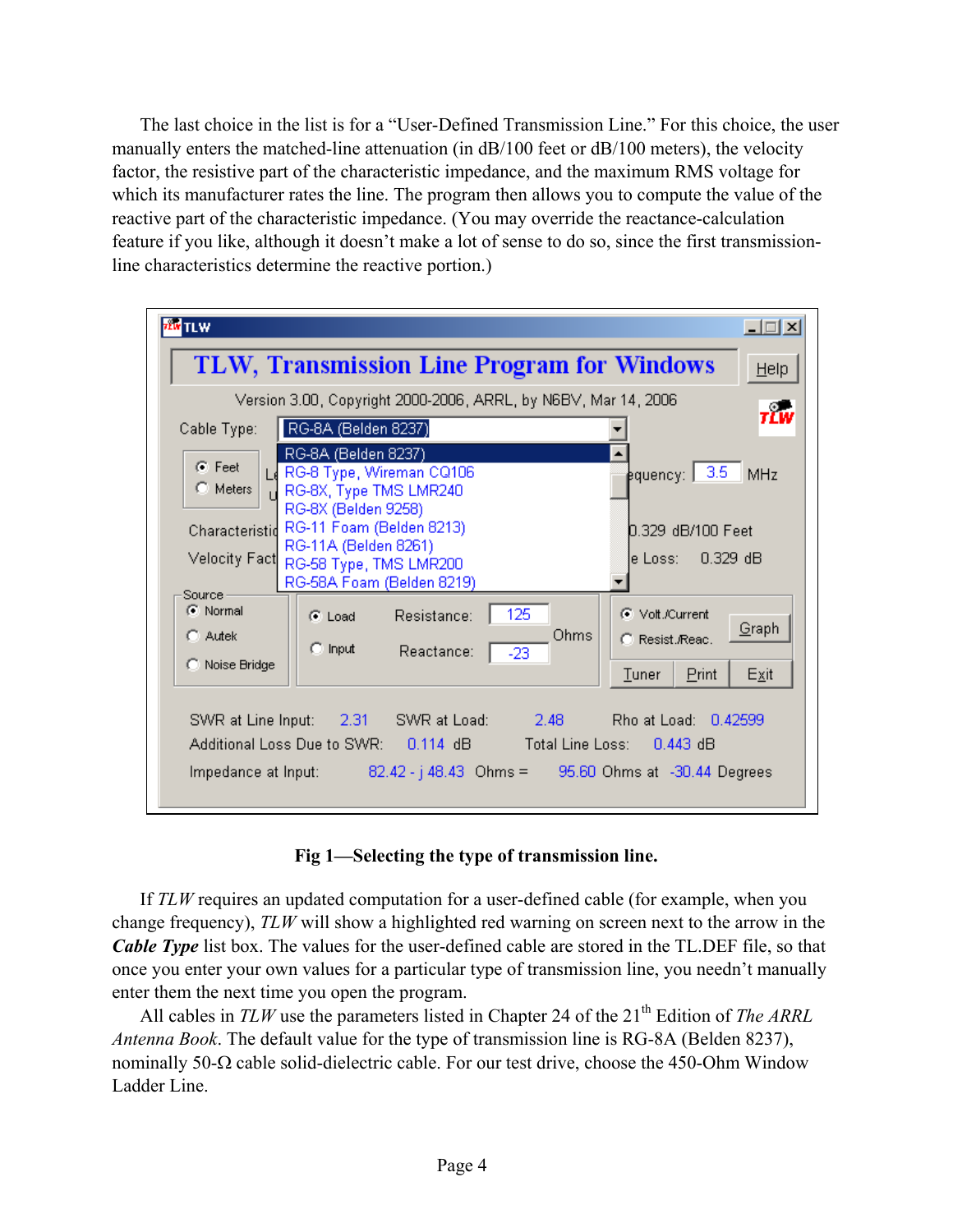The last choice in the list is for a "User-Defined Transmission Line." For this choice, the user manually enters the matched-line attenuation (in dB/100 feet or dB/100 meters), the velocity factor, the resistive part of the characteristic impedance, and the maximum RMS voltage for which its manufacturer rates the line. The program then allows you to compute the value of the reactive part of the characteristic impedance. (You may override the reactance-calculation feature if you like, although it doesn't make a lot of sense to do so, since the first transmission-line characteristics determine the reactive portion.)

**Fig 1—Selecting the type of transmission line.**

If *TLW* requires an updated computation for a user-defined cable (for example, when you change frequency), *TLW* will show a highlighted red warning on screen next to the arrow in the ***Cable Type*** list box. The values for the user-defined cable are stored in the TL.DEF file, so that once you enter your own values for a particular type of transmission line, you needn't manually enter them the next time you open the program.

All cables in *TLW* use the parameters listed in Chapter 24 of the 21st Edition of *The ARRL Antenna Book*. The default value for the type of transmission line is RG-8A (Belden 8237), nominally 50-Ω cable solid-dielectric cable. For our test drive, choose the 450-Ohm Window Ladder Line.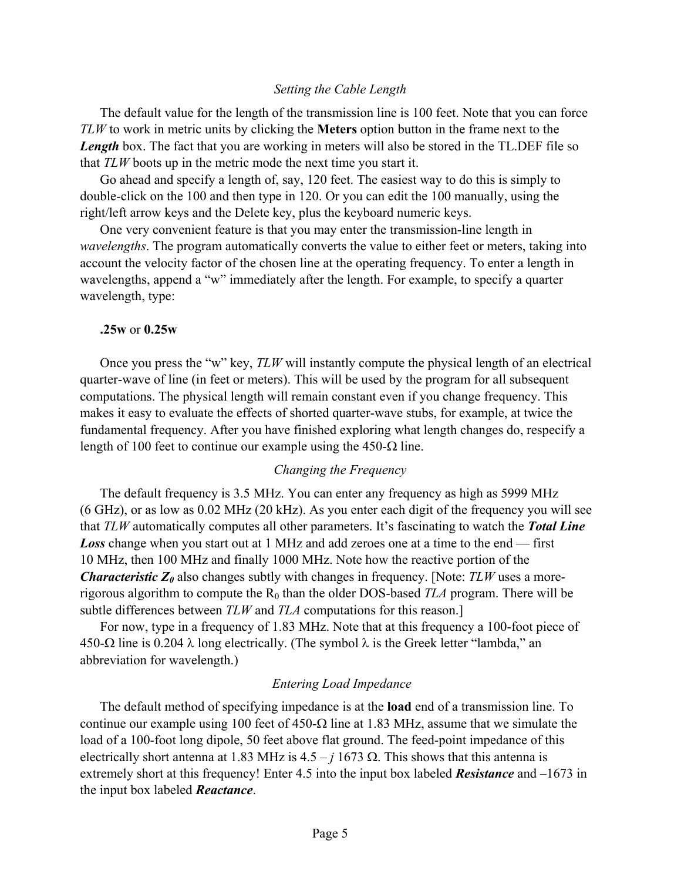### *Setting the Cable Length*

The default value for the length of the transmission line is 100 feet. Note that you can force *TLW* to work in metric units by clicking the **Meters** option button in the frame next to the ***Length*** box. The fact that you are working in meters will also be stored in the TL.DEF file so that *TLW* boots up in the metric mode the next time you start it.

Go ahead and specify a length of, say, 120 feet. The easiest way to do this is simply to double-click on the 100 and then type in 120. Or you can edit the 100 manually, using the right/left arrow keys and the Delete key, plus the keyboard numeric keys.

One very convenient feature is that you may enter the transmission-line length in *wavelengths*. The program automatically converts the value to either feet or meters, taking into account the velocity factor of the chosen line at the operating frequency. To enter a length in wavelengths, append a "w" immediately after the length. For example, to specify a quarter wavelength, type:

**.25w** or **0.25w**

Once you press the "w" key, *TLW* will instantly compute the physical length of an electrical quarter-wave of line (in feet or meters). This will be used by the program for all subsequent computations. The physical length will remain constant even if you change frequency. This makes it easy to evaluate the effects of shorted quarter-wave stubs, for example, at twice the fundamental frequency. After you have finished exploring what length changes do, respecify a length of 100 feet to continue our example using the 450-Ω line.

### *Changing the Frequency*

The default frequency is 3.5 MHz. You can enter any frequency as high as 5999 MHz (6 GHz), or as low as 0.02 MHz (20 kHz). As you enter each digit of the frequency you will see that *TLW* automatically computes all other parameters. It's fascinating to watch the ***Total Line Loss*** change when you start out at 1 MHz and add zeroes one at a time to the end — first 10 MHz, then 100 MHz and finally 1000 MHz. Note how the reactive portion of the ***Characteristic*** $Z_0$ also changes subtly with changes in frequency. [Note: *TLW* uses a more-rigorous algorithm to compute the $R_0$ than the older DOS-based *TLA* program. There will be subtle differences between *TLW* and *TLA* computations for this reason.]

For now, type in a frequency of 1.83 MHz. Note that at this frequency a 100-foot piece of 450-Ω line is 0.204 λ long electrically. (The symbol λ is the Greek letter "lambda," an abbreviation for wavelength.)

### *Entering Load Impedance*

The default method of specifying impedance is at the **load** end of a transmission line. To continue our example using 100 feet of 450-Ω line at 1.83 MHz, assume that we simulate the load of a 100-foot long dipole, 50 feet above flat ground. The feed-point impedance of this electrically short antenna at 1.83 MHz is $4.5 - j\,1673$ Ω. This shows that this antenna is extremely short at this frequency! Enter 4.5 into the input box labeled ***Resistance*** and –1673 in the input box labeled ***Reactance***.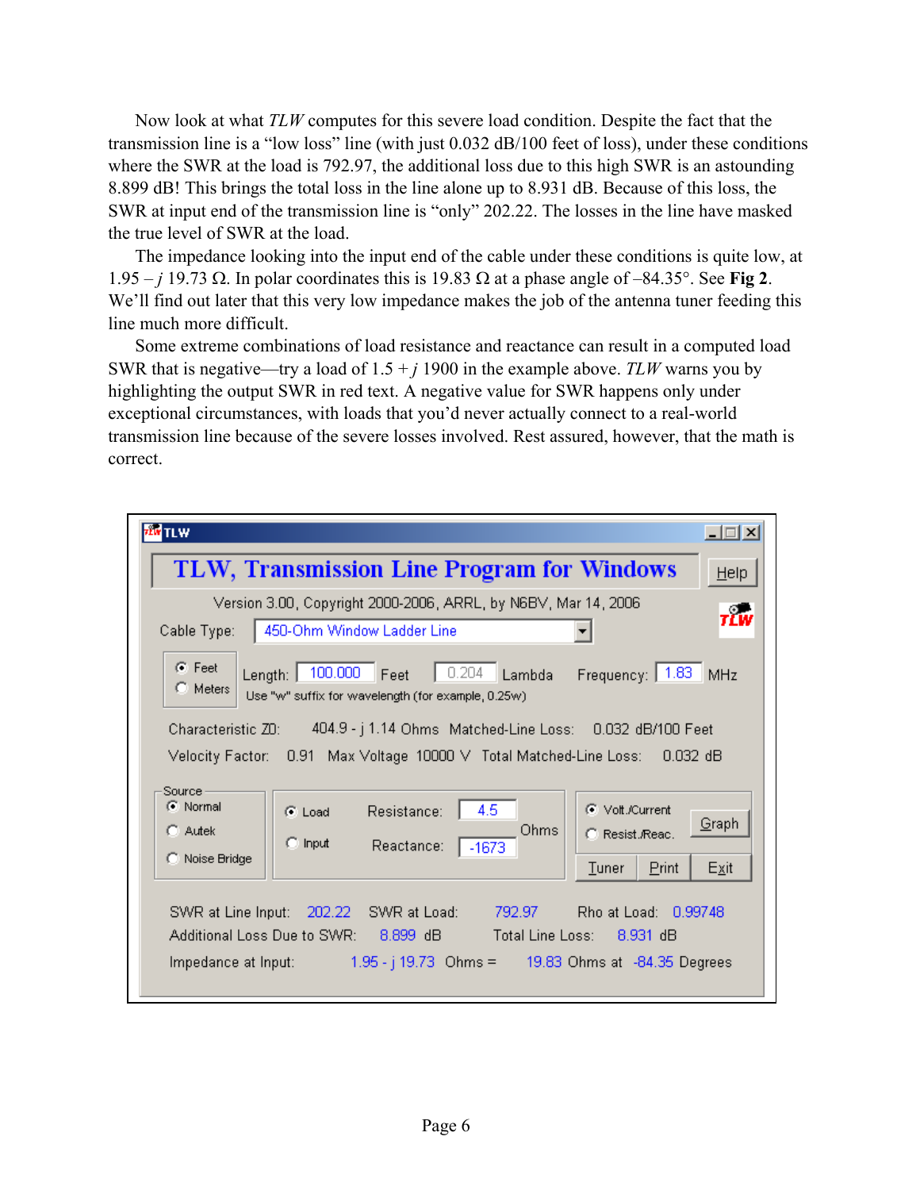Now look at what *TLW* computes for this severe load condition. Despite the fact that the transmission line is a "low loss" line (with just 0.032 dB/100 feet of loss), under these conditions where the SWR at the load is 792.97, the additional loss due to this high SWR is an astounding 8.899 dB! This brings the total loss in the line alone up to 8.931 dB. Because of this loss, the SWR at input end of the transmission line is "only" 202.22. The losses in the line have masked the true level of SWR at the load.

The impedance looking into the input end of the cable under these conditions is quite low, at 1.95 – *j* 19.73 Ω. In polar coordinates this is 19.83 Ω at a phase angle of –84.35°. See **Fig 2**. We'll find out later that this very low impedance makes the job of the antenna tuner feeding this line much more difficult.

Some extreme combinations of load resistance and reactance can result in a computed load SWR that is negative—try a load of 1.5 + *j* 1900 in the example above. *TLW* warns you by highlighting the output SWR in red text. A negative value for SWR happens only under exceptional circumstances, with loads that you'd never actually connect to a real-world transmission line because of the severe losses involved. Rest assured, however, that the math is correct.

TLW

TLW, Transmission Line Program for Windows

Version 3.00, Copyright 2000-2006, ARRL, by N6BV, Mar 14, 2006

Cable Type: 450-Ohm Window Ladder Line

Feet / Meters — Length: 100.000 Feet — 0.204 Lambda — Frequency: 1.83 MHz

Use "w" suffix for wavelength (for example, 0.25w)

Characteristic Z0: 404.9 - j 1.14 Ohms — Matched-Line Loss: 0.032 dB/100 Feet

Velocity Factor: 0.91 — Max Voltage 10000 V — Total Matched-Line Loss: 0.032 dB

Source: Normal / Autek / Noise Bridge

Load / Input — Resistance: 4.5 — Reactance: -1673 — Ohms

Volt./Current / Resist./Reac. — Graph — Tuner — Print — Exit

SWR at Line Input: 202.22 — SWR at Load: 792.97 — Rho at Load: 0.99748

Additional Loss Due to SWR: 8.899 dB — Total Line Loss: 8.931 dB

Impedance at Input: 1.95 - j 19.73 Ohms = 19.83 Ohms at -84.35 Degrees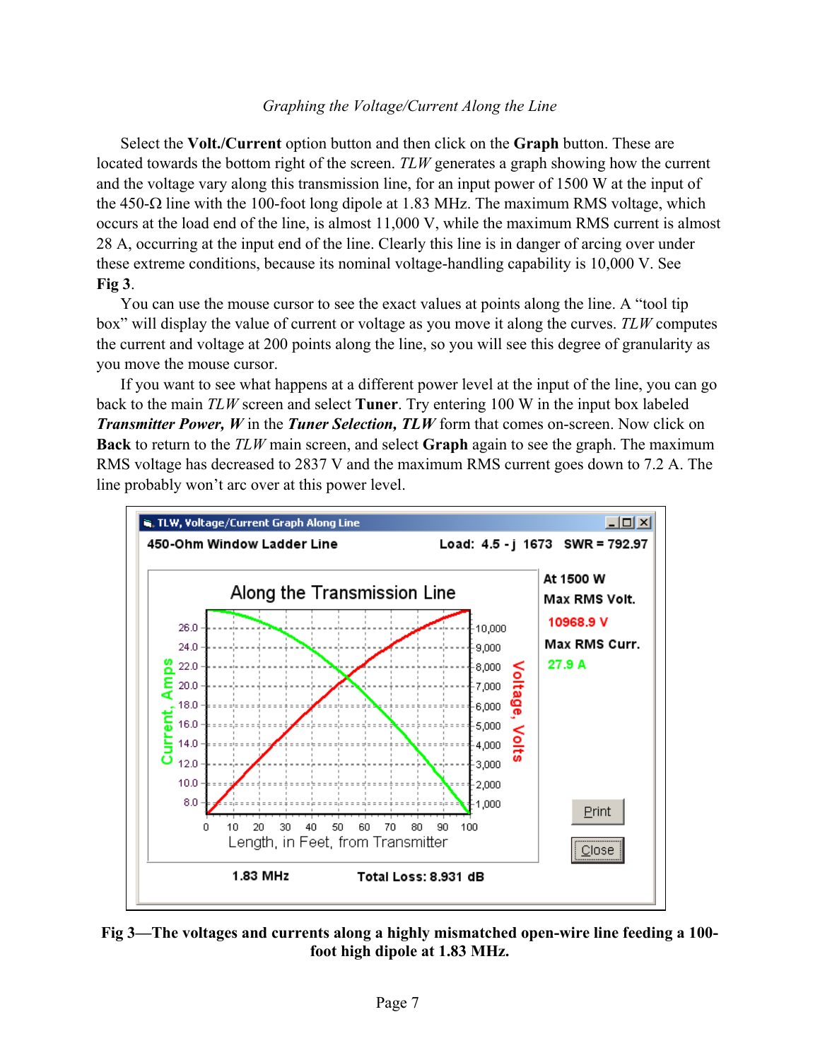*Graphing the Voltage/Current Along the Line*

Select the **Volt./Current** option button and then click on the **Graph** button. These are located towards the bottom right of the screen. *TLW* generates a graph showing how the current and the voltage vary along this transmission line, for an input power of 1500 W at the input of the 450-Ω line with the 100-foot long dipole at 1.83 MHz. The maximum RMS voltage, which occurs at the load end of the line, is almost 11,000 V, while the maximum RMS current is almost 28 A, occurring at the input end of the line. Clearly this line is in danger of arcing over under these extreme conditions, because its nominal voltage-handling capability is 10,000 V. See **Fig 3**.

You can use the mouse cursor to see the exact values at points along the line. A "tool tip box" will display the value of current or voltage as you move it along the curves. *TLW* computes the current and voltage at 200 points along the line, so you will see this degree of granularity as you move the mouse cursor.

If you want to see what happens at a different power level at the input of the line, you can go back to the main *TLW* screen and select **Tuner**. Try entering 100 W in the input box labeled ***Transmitter Power, W*** in the ***Tuner Selection, TLW*** form that comes on-screen. Now click on **Back** to return to the *TLW* main screen, and select **Graph** again to see the graph. The maximum RMS voltage has decreased to 2837 V and the maximum RMS current goes down to 7.2 A. The line probably won't arc over at this power level.

**Fig 3—The voltages and currents along a highly mismatched open-wire line feeding a 100-foot high dipole at 1.83 MHz.**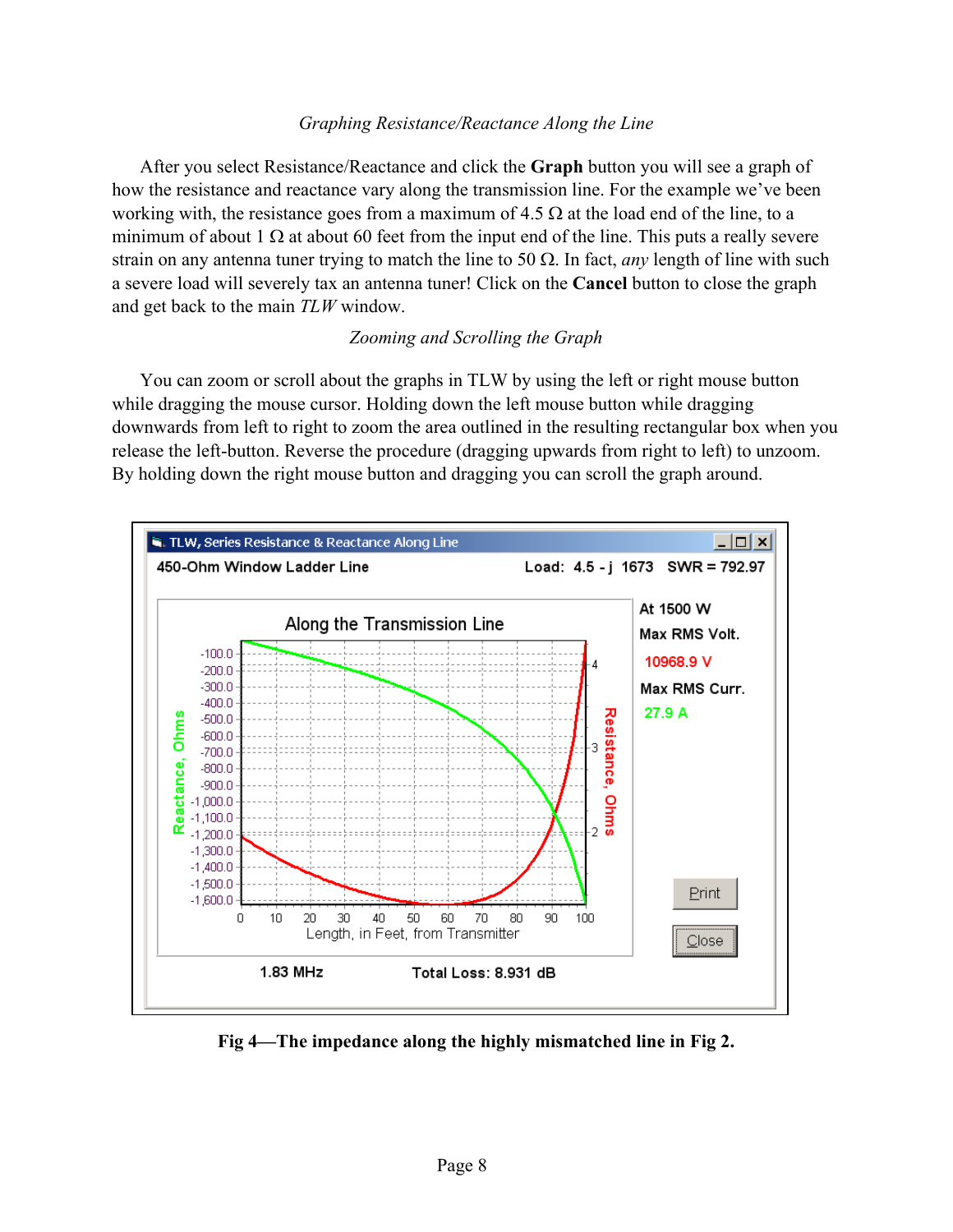### *Graphing Resistance/Reactance Along the Line*

After you select Resistance/Reactance and click the **Graph** button you will see a graph of how the resistance and reactance vary along the transmission line. For the example we've been working with, the resistance goes from a maximum of 4.5 Ω at the load end of the line, to a minimum of about 1 Ω at about 60 feet from the input end of the line. This puts a really severe strain on any antenna tuner trying to match the line to 50 Ω. In fact, *any* length of line with such a severe load will severely tax an antenna tuner! Click on the **Cancel** button to close the graph and get back to the main *TLW* window.

### *Zooming and Scrolling the Graph*

You can zoom or scroll about the graphs in TLW by using the left or right mouse button while dragging the mouse cursor. Holding down the left mouse button while dragging downwards from left to right to zoom the area outlined in the resulting rectangular box when you release the left-button. Reverse the procedure (dragging upwards from right to left) to unzoom. By holding down the right mouse button and dragging you can scroll the graph around.

**Fig 4—The impedance along the highly mismatched line in Fig 2.**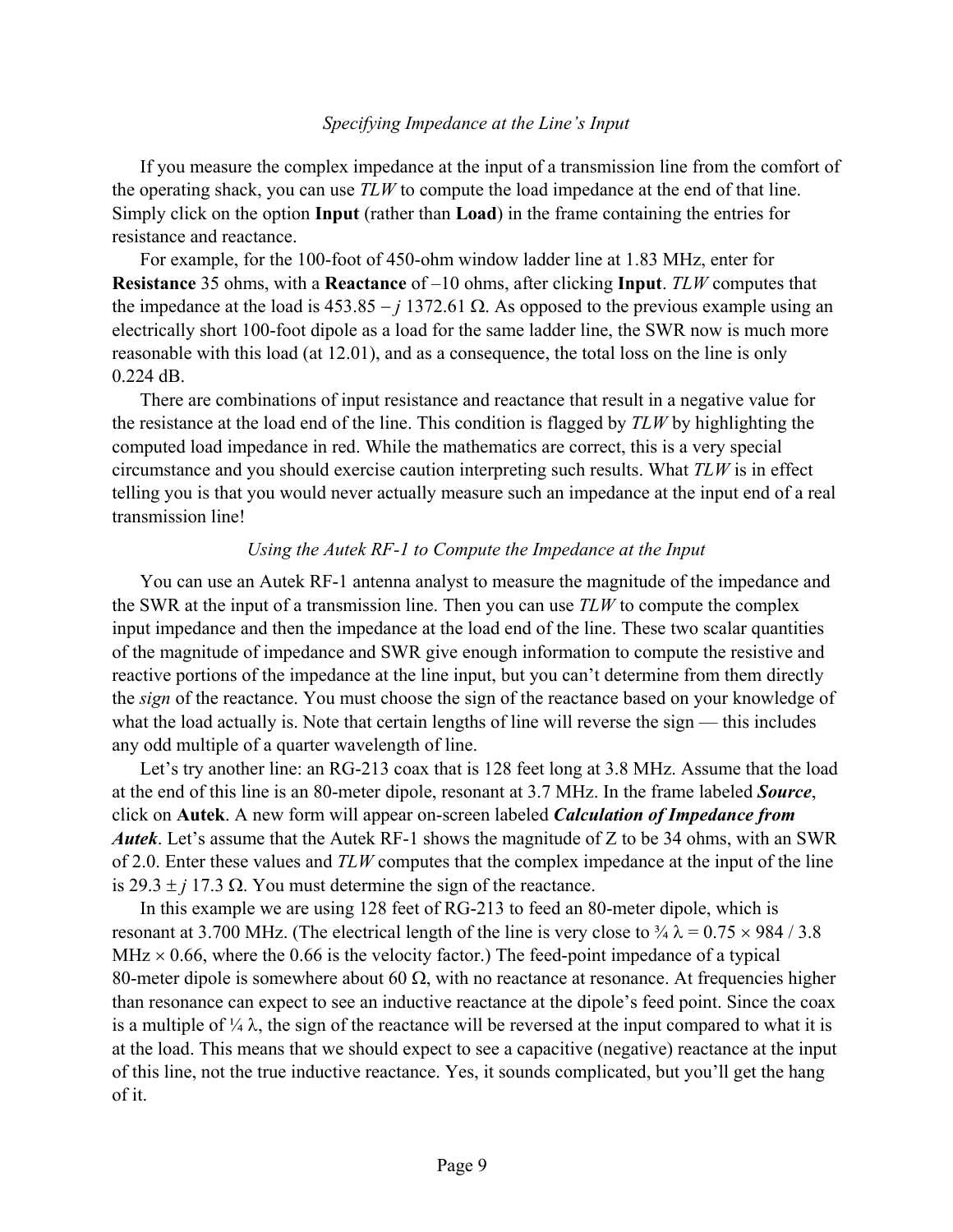*Specifying Impedance at the Line's Input*

If you measure the complex impedance at the input of a transmission line from the comfort of the operating shack, you can use *TLW* to compute the load impedance at the end of that line. Simply click on the option **Input** (rather than **Load**) in the frame containing the entries for resistance and reactance.

For example, for the 100-foot of 450-ohm window ladder line at 1.83 MHz, enter for **Resistance** 35 ohms, with a **Reactance** of –10 ohms, after clicking **Input**. *TLW* computes that the impedance at the load is $453.85 - j\ 1372.61\ \Omega$. As opposed to the previous example using an electrically short 100-foot dipole as a load for the same ladder line, the SWR now is much more reasonable with this load (at 12.01), and as a consequence, the total loss on the line is only 0.224 dB.

There are combinations of input resistance and reactance that result in a negative value for the resistance at the load end of the line. This condition is flagged by *TLW* by highlighting the computed load impedance in red. While the mathematics are correct, this is a very special circumstance and you should exercise caution interpreting such results. What *TLW* is in effect telling you is that you would never actually measure such an impedance at the input end of a real transmission line!

*Using the Autek RF-1 to Compute the Impedance at the Input*

You can use an Autek RF-1 antenna analyst to measure the magnitude of the impedance and the SWR at the input of a transmission line. Then you can use *TLW* to compute the complex input impedance and then the impedance at the load end of the line. These two scalar quantities of the magnitude of impedance and SWR give enough information to compute the resistive and reactive portions of the impedance at the line input, but you can't determine from them directly the *sign* of the reactance. You must choose the sign of the reactance based on your knowledge of what the load actually is. Note that certain lengths of line will reverse the sign — this includes any odd multiple of a quarter wavelength of line.

Let's try another line: an RG-213 coax that is 128 feet long at 3.8 MHz. Assume that the load at the end of this line is an 80-meter dipole, resonant at 3.7 MHz. In the frame labeled ***Source***, click on **Autek**. A new form will appear on-screen labeled ***Calculation of Impedance from Autek***. Let's assume that the Autek RF-1 shows the magnitude of Z to be 34 ohms, with an SWR of 2.0. Enter these values and *TLW* computes that the complex impedance at the input of the line is $29.3 \pm j\ 17.3\ \Omega$. You must determine the sign of the reactance.

In this example we are using 128 feet of RG-213 to feed an 80-meter dipole, which is resonant at 3.700 MHz. (The electrical length of the line is very close to $\frac{3}{4}\ \lambda = 0.75 \times 984 / 3.8\ \text{MHz} \times 0.66$, where the 0.66 is the velocity factor.) The feed-point impedance of a typical 80-meter dipole is somewhere about 60 Ω, with no reactance at resonance. At frequencies higher than resonance can expect to see an inductive reactance at the dipole's feed point. Since the coax is a multiple of ¼ λ, the sign of the reactance will be reversed at the input compared to what it is at the load. This means that we should expect to see a capacitive (negative) reactance at the input of this line, not the true inductive reactance. Yes, it sounds complicated, but you'll get the hang of it.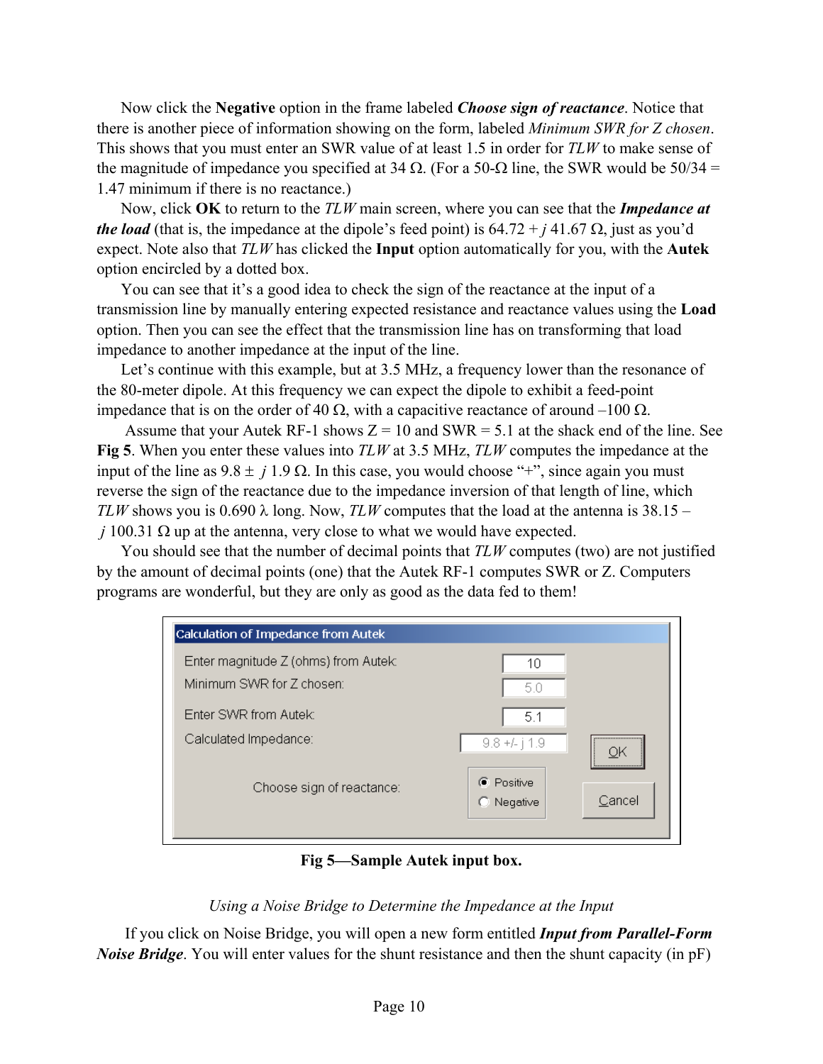Now click the **Negative** option in the frame labeled ***Choose sign of reactance***. Notice that there is another piece of information showing on the form, labeled *Minimum SWR for Z chosen*. This shows that you must enter an SWR value of at least 1.5 in order for *TLW* to make sense of the magnitude of impedance you specified at 34 Ω. (For a 50-Ω line, the SWR would be 50/34 = 1.47 minimum if there is no reactance.)

Now, click **OK** to return to the *TLW* main screen, where you can see that the ***Impedance at the load*** (that is, the impedance at the dipole's feed point) is 64.72 + *j* 41.67 Ω, just as you'd expect. Note also that *TLW* has clicked the **Input** option automatically for you, with the **Autek** option encircled by a dotted box.

You can see that it's a good idea to check the sign of the reactance at the input of a transmission line by manually entering expected resistance and reactance values using the **Load** option. Then you can see the effect that the transmission line has on transforming that load impedance to another impedance at the input of the line.

Let's continue with this example, but at 3.5 MHz, a frequency lower than the resonance of the 80-meter dipole. At this frequency we can expect the dipole to exhibit a feed-point impedance that is on the order of 40 Ω, with a capacitive reactance of around –100 Ω.

Assume that your Autek RF-1 shows Z = 10 and SWR = 5.1 at the shack end of the line. See **Fig 5**. When you enter these values into *TLW* at 3.5 MHz, *TLW* computes the impedance at the input of the line as 9.8 ± *j* 1.9 Ω. In this case, you would choose "+", since again you must reverse the sign of the reactance due to the impedance inversion of that length of line, which *TLW* shows you is 0.690 λ long. Now, *TLW* computes that the load at the antenna is 38.15 – *j* 100.31 Ω up at the antenna, very close to what we would have expected.

You should see that the number of decimal points that *TLW* computes (two) are not justified by the amount of decimal points (one) that the Autek RF-1 computes SWR or Z. Computers programs are wonderful, but they are only as good as the data fed to them!

| Calculation of Impedance from Autek | |
| --- | --- |
| Enter magnitude Z (ohms) from Autek: | 10 |
| Minimum SWR for Z chosen: | 5.0 |
| Enter SWR from Autek: | 5.1 |
| Calculated Impedance: | 9.8 +/- j 1.9 |
| Choose sign of reactance: | (•) Positive ( ) Negative |
| OK | Cancel |

**Fig 5—Sample Autek input box.**

*Using a Noise Bridge to Determine the Impedance at the Input*

If you click on Noise Bridge, you will open a new form entitled ***Input from Parallel-Form Noise Bridge***. You will enter values for the shunt resistance and then the shunt capacity (in pF)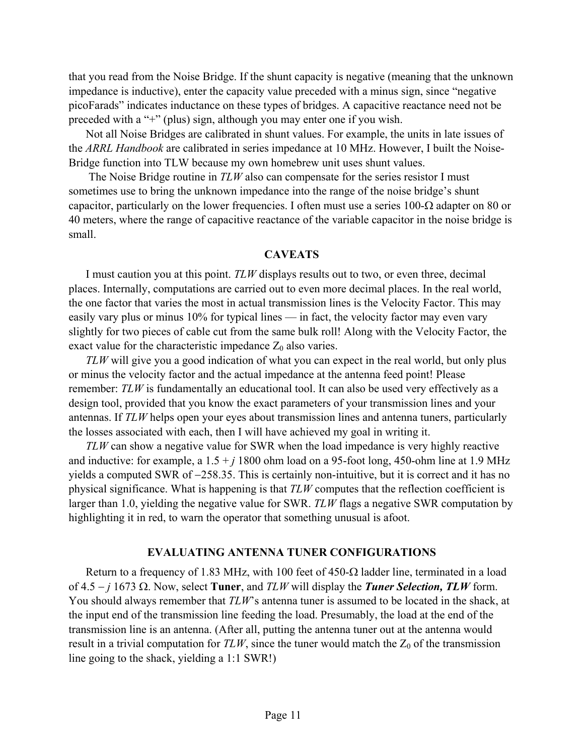that you read from the Noise Bridge. If the shunt capacity is negative (meaning that the unknown impedance is inductive), enter the capacity value preceded with a minus sign, since "negative picoFarads" indicates inductance on these types of bridges. A capacitive reactance need not be preceded with a "+" (plus) sign, although you may enter one if you wish.

Not all Noise Bridges are calibrated in shunt values. For example, the units in late issues of the *ARRL Handbook* are calibrated in series impedance at 10 MHz. However, I built the Noise-Bridge function into TLW because my own homebrew unit uses shunt values.

The Noise Bridge routine in *TLW* also can compensate for the series resistor I must sometimes use to bring the unknown impedance into the range of the noise bridge's shunt capacitor, particularly on the lower frequencies. I often must use a series 100-Ω adapter on 80 or 40 meters, where the range of capacitive reactance of the variable capacitor in the noise bridge is small.

## CAVEATS

I must caution you at this point. *TLW* displays results out to two, or even three, decimal places. Internally, computations are carried out to even more decimal places. In the real world, the one factor that varies the most in actual transmission lines is the Velocity Factor. This may easily vary plus or minus 10% for typical lines — in fact, the velocity factor may even vary slightly for two pieces of cable cut from the same bulk roll! Along with the Velocity Factor, the exact value for the characteristic impedance $Z_0$ also varies.

*TLW* will give you a good indication of what you can expect in the real world, but only plus or minus the velocity factor and the actual impedance at the antenna feed point! Please remember: *TLW* is fundamentally an educational tool. It can also be used very effectively as a design tool, provided that you know the exact parameters of your transmission lines and your antennas. If *TLW* helps open your eyes about transmission lines and antenna tuners, particularly the losses associated with each, then I will have achieved my goal in writing it.

*TLW* can show a negative value for SWR when the load impedance is very highly reactive and inductive: for example, a $1.5 + j\,1800$ ohm load on a 95-foot long, 450-ohm line at 1.9 MHz yields a computed SWR of −258.35. This is certainly non-intuitive, but it is correct and it has no physical significance. What is happening is that *TLW* computes that the reflection coefficient is larger than 1.0, yielding the negative value for SWR. *TLW* flags a negative SWR computation by highlighting it in red, to warn the operator that something unusual is afoot.

## EVALUATING ANTENNA TUNER CONFIGURATIONS

Return to a frequency of 1.83 MHz, with 100 feet of 450-Ω ladder line, terminated in a load of $4.5 - j\,1673$ Ω. Now, select **Tuner**, and *TLW* will display the ***Tuner Selection, TLW*** form. You should always remember that *TLW*'s antenna tuner is assumed to be located in the shack, at the input end of the transmission line feeding the load. Presumably, the load at the end of the transmission line is an antenna. (After all, putting the antenna tuner out at the antenna would result in a trivial computation for *TLW*, since the tuner would match the $Z_0$ of the transmission line going to the shack, yielding a 1:1 SWR!)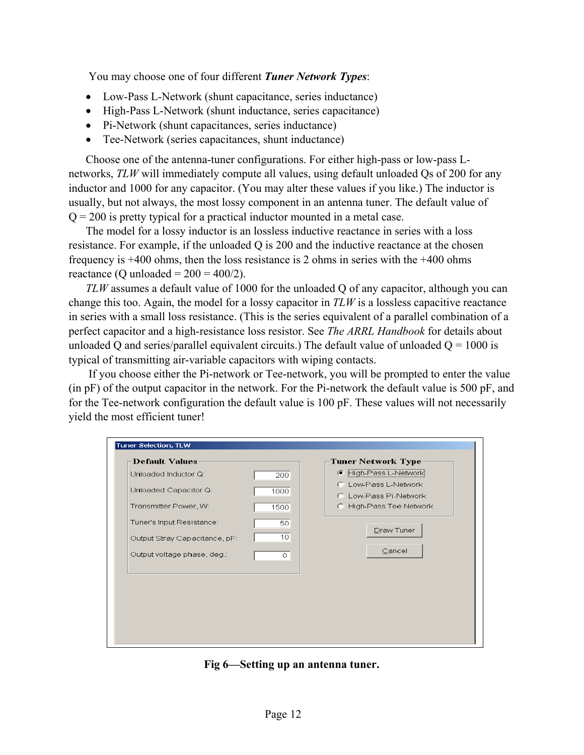You may choose one of four different ***Tuner Network Types***:

- Low-Pass L-Network (shunt capacitance, series inductance)
- High-Pass L-Network (shunt inductance, series capacitance)
- Pi-Network (shunt capacitances, series inductance)
- Tee-Network (series capacitances, shunt inductance)

Choose one of the antenna-tuner configurations. For either high-pass or low-pass L-networks, *TLW* will immediately compute all values, using default unloaded Qs of 200 for any inductor and 1000 for any capacitor. (You may alter these values if you like.) The inductor is usually, but not always, the most lossy component in an antenna tuner. The default value of Q = 200 is pretty typical for a practical inductor mounted in a metal case.

The model for a lossy inductor is an lossless inductive reactance in series with a loss resistance. For example, if the unloaded Q is 200 and the inductive reactance at the chosen frequency is +400 ohms, then the loss resistance is 2 ohms in series with the +400 ohms reactance (Q unloaded = 200 = 400/2).

*TLW* assumes a default value of 1000 for the unloaded Q of any capacitor, although you can change this too. Again, the model for a lossy capacitor in *TLW* is a lossless capacitive reactance in series with a small loss resistance. (This is the series equivalent of a parallel combination of a perfect capacitor and a high-resistance loss resistor. See *The ARRL Handbook* for details about unloaded Q and series/parallel equivalent circuits.) The default value of unloaded Q = 1000 is typical of transmitting air-variable capacitors with wiping contacts.

If you choose either the Pi-network or Tee-network, you will be prompted to enter the value (in pF) of the output capacitor in the network. For the Pi-network the default value is 500 pF, and for the Tee-network configuration the default value is 100 pF. These values will not necessarily yield the most efficient tuner!

Tuner Selection, TLW

**Default Values**

| | |
|---|---|
| Unloaded Inductor Q: | 200 |
| Unloaded Capacitor Q: | 1000 |
| Transmitter Power, W: | 1500 |
| Tuner's Input Resistance: | 50 |
| Output Stray Capacitance, pF: | 10 |
| Output voltage phase, deg.: | 0 |

**Tuner Network Type**

- (•) High-Pass L-Network
- ( ) Low-Pass L-Network
- ( ) Low-Pass Pi-Network
- ( ) High-Pass Tee Network

[Draw Tuner] [Cancel]

**Fig 6—Setting up an antenna tuner.**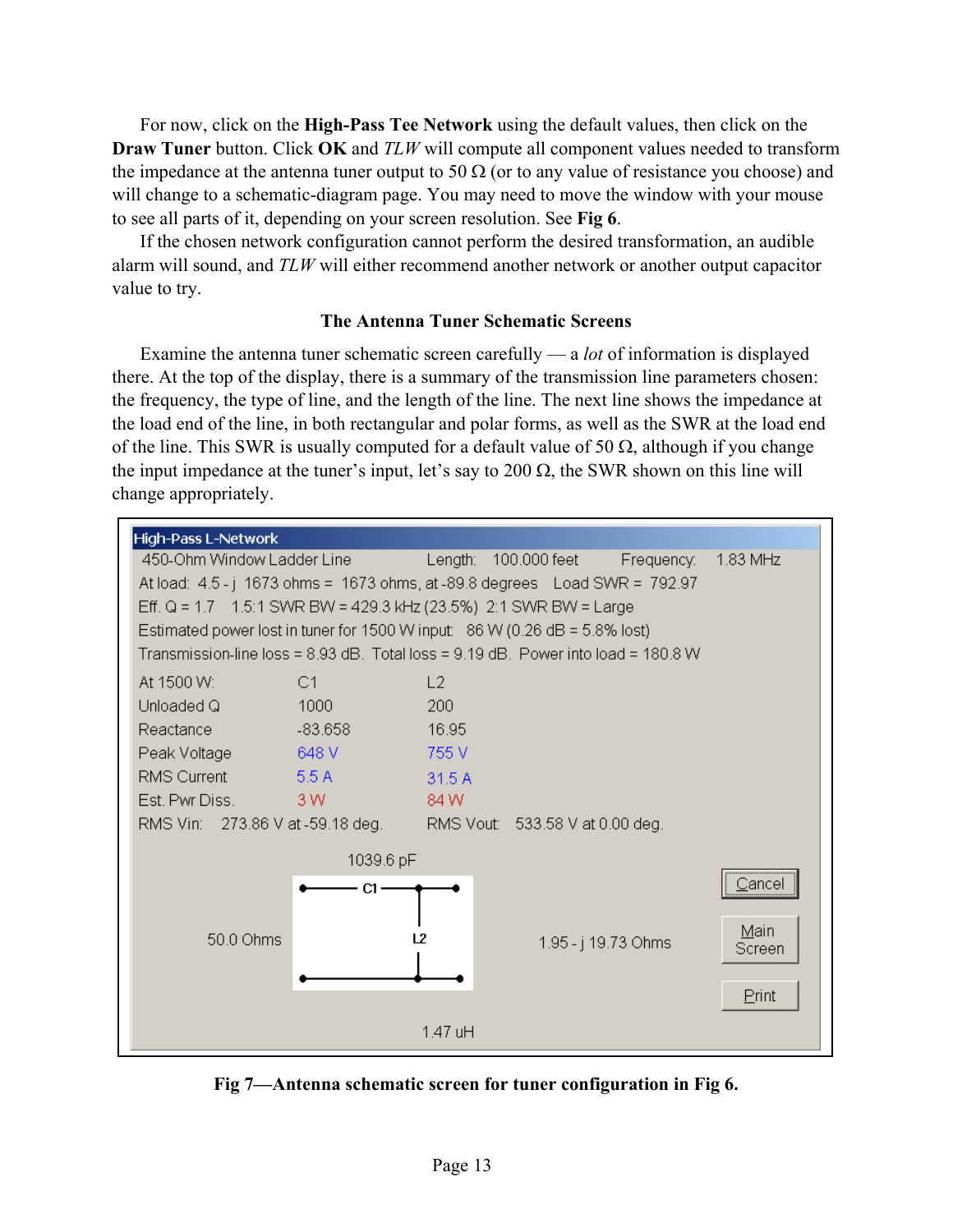For now, click on the **High-Pass Tee Network** using the default values, then click on the **Draw Tuner** button. Click **OK** and *TLW* will compute all component values needed to transform the impedance at the antenna tuner output to 50 Ω (or to any value of resistance you choose) and will change to a schematic-diagram page. You may need to move the window with your mouse to see all parts of it, depending on your screen resolution. See **Fig 6**.

If the chosen network configuration cannot perform the desired transformation, an audible alarm will sound, and *TLW* will either recommend another network or another output capacitor value to try.

### The Antenna Tuner Schematic Screens

Examine the antenna tuner schematic screen carefully — a *lot* of information is displayed there. At the top of the display, there is a summary of the transmission line parameters chosen: the frequency, the type of line, and the length of the line. The next line shows the impedance at the load end of the line, in both rectangular and polar forms, as well as the SWR at the load end of the line. This SWR is usually computed for a default value of 50 Ω, although if you change the input impedance at the tuner's input, let's say to 200 Ω, the SWR shown on this line will change appropriately.

High-Pass L-Network

450-Ohm Window Ladder Line    Length: 100.000 feet    Frequency: 1.83 MHz

At load: 4.5 - j 1673 ohms = 1673 ohms, at -89.8 degrees    Load SWR = 792.97

Eff. Q = 1.7    1.5:1 SWR BW = 429.3 kHz (23.5%)    2:1 SWR BW = Large

Estimated power lost in tuner for 1500 W input: 86 W (0.26 dB = 5.8% lost)

Transmission-line loss = 8.93 dB. Total loss = 9.19 dB. Power into load = 180.8 W

| At 1500 W: | C1 | L2 |
|---|---|---|
| Unloaded Q | 1000 | 200 |
| Reactance | -83.658 | 16.95 |
| Peak Voltage | 648 V | 755 V |
| RMS Current | 5.5 A | 31.5 A |
| Est. Pwr Diss. | 3 W | 84 W |

RMS Vin: 273.86 V at -59.18 deg.    RMS Vout: 533.58 V at 0.00 deg.

1039.6 pF

C1

50.0 Ohms    L2    1.95 - j 19.73 Ohms

1.47 uH

Cancel    Main Screen    Print

**Fig 7—Antenna schematic screen for tuner configuration in Fig 6.**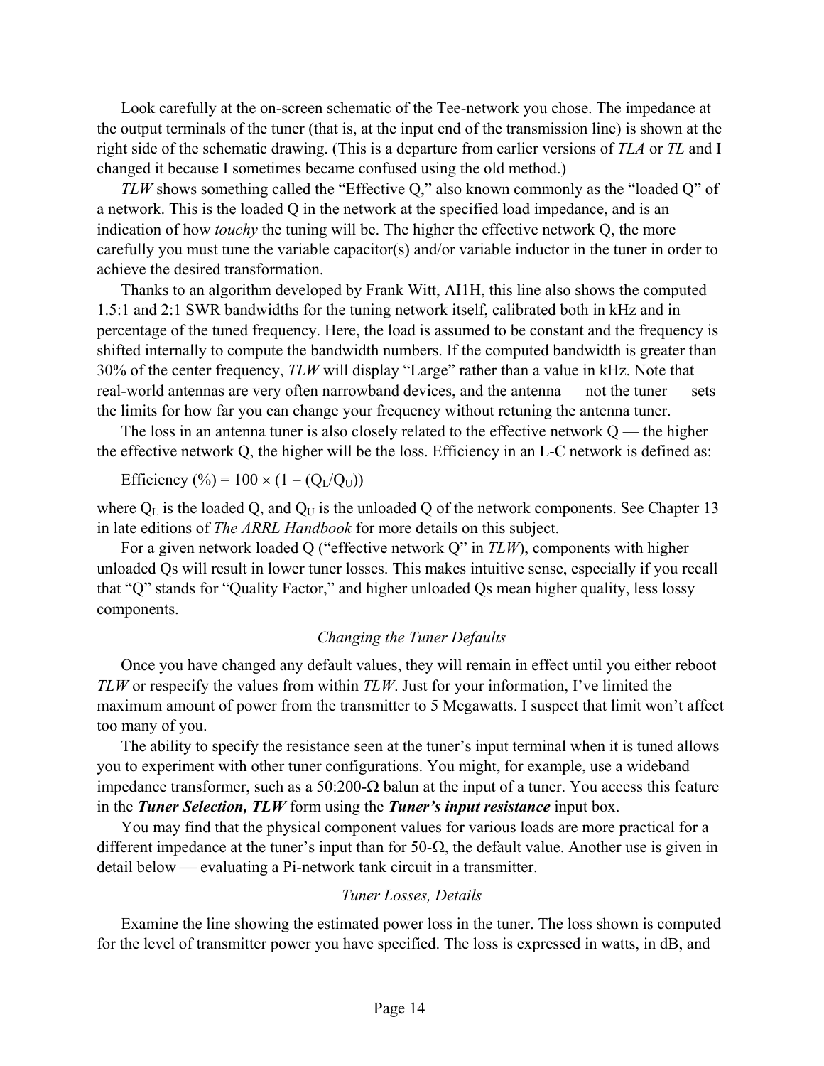Look carefully at the on-screen schematic of the Tee-network you chose. The impedance at the output terminals of the tuner (that is, at the input end of the transmission line) is shown at the right side of the schematic drawing. (This is a departure from earlier versions of *TLA* or *TL* and I changed it because I sometimes became confused using the old method.)

*TLW* shows something called the "Effective Q," also known commonly as the "loaded Q" of a network. This is the loaded Q in the network at the specified load impedance, and is an indication of how *touchy* the tuning will be. The higher the effective network Q, the more carefully you must tune the variable capacitor(s) and/or variable inductor in the tuner in order to achieve the desired transformation.

Thanks to an algorithm developed by Frank Witt, AI1H, this line also shows the computed 1.5:1 and 2:1 SWR bandwidths for the tuning network itself, calibrated both in kHz and in percentage of the tuned frequency. Here, the load is assumed to be constant and the frequency is shifted internally to compute the bandwidth numbers. If the computed bandwidth is greater than 30% of the center frequency, *TLW* will display "Large" rather than a value in kHz. Note that real-world antennas are very often narrowband devices, and the antenna — not the tuner — sets the limits for how far you can change your frequency without retuning the antenna tuner.

The loss in an antenna tuner is also closely related to the effective network Q — the higher the effective network Q, the higher will be the loss. Efficiency in an L-C network is defined as:

$$\text{Efficiency (\%)} = 100 \times (1 - (Q_L/Q_U))$$

where $Q_L$ is the loaded Q, and $Q_U$ is the unloaded Q of the network components. See Chapter 13 in late editions of *The ARRL Handbook* for more details on this subject.

For a given network loaded Q ("effective network Q" in *TLW*), components with higher unloaded Qs will result in lower tuner losses. This makes intuitive sense, especially if you recall that "Q" stands for "Quality Factor," and higher unloaded Qs mean higher quality, less lossy components.

### *Changing the Tuner Defaults*

Once you have changed any default values, they will remain in effect until you either reboot *TLW* or respecify the values from within *TLW*. Just for your information, I've limited the maximum amount of power from the transmitter to 5 Megawatts. I suspect that limit won't affect too many of you.

The ability to specify the resistance seen at the tuner's input terminal when it is tuned allows you to experiment with other tuner configurations. You might, for example, use a wideband impedance transformer, such as a 50:200-Ω balun at the input of a tuner. You access this feature in the ***Tuner Selection, TLW*** form using the ***Tuner's input resistance*** input box.

You may find that the physical component values for various loads are more practical for a different impedance at the tuner's input than for 50-Ω, the default value. Another use is given in detail below — evaluating a Pi-network tank circuit in a transmitter.

### *Tuner Losses, Details*

Examine the line showing the estimated power loss in the tuner. The loss shown is computed for the level of transmitter power you have specified. The loss is expressed in watts, in dB, and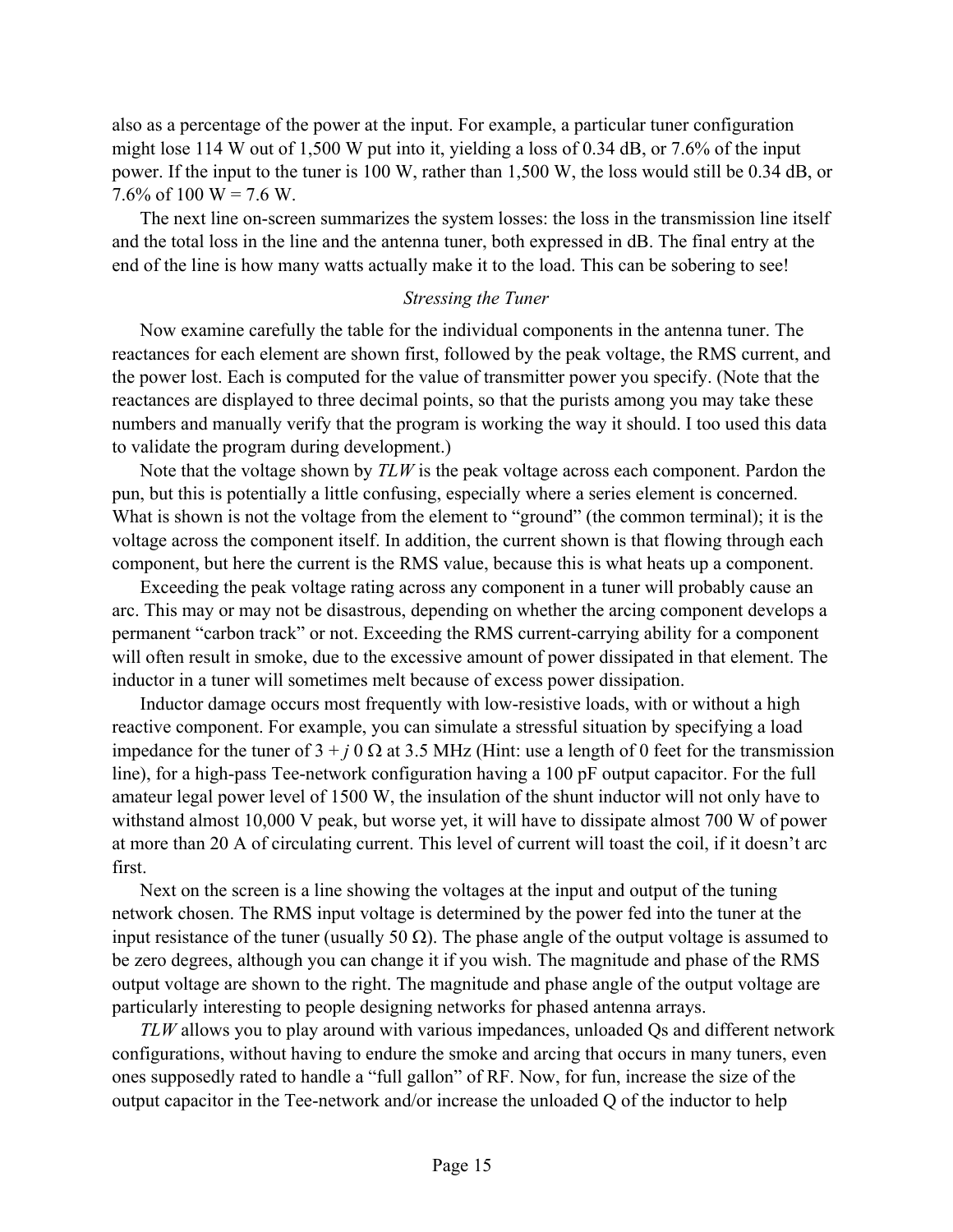also as a percentage of the power at the input. For example, a particular tuner configuration might lose 114 W out of 1,500 W put into it, yielding a loss of 0.34 dB, or 7.6% of the input power. If the input to the tuner is 100 W, rather than 1,500 W, the loss would still be 0.34 dB, or 7.6% of 100 W = 7.6 W.

The next line on-screen summarizes the system losses: the loss in the transmission line itself and the total loss in the line and the antenna tuner, both expressed in dB. The final entry at the end of the line is how many watts actually make it to the load. This can be sobering to see!

### *Stressing the Tuner*

Now examine carefully the table for the individual components in the antenna tuner. The reactances for each element are shown first, followed by the peak voltage, the RMS current, and the power lost. Each is computed for the value of transmitter power you specify. (Note that the reactances are displayed to three decimal points, so that the purists among you may take these numbers and manually verify that the program is working the way it should. I too used this data to validate the program during development.)

Note that the voltage shown by *TLW* is the peak voltage across each component. Pardon the pun, but this is potentially a little confusing, especially where a series element is concerned. What is shown is not the voltage from the element to "ground" (the common terminal); it is the voltage across the component itself. In addition, the current shown is that flowing through each component, but here the current is the RMS value, because this is what heats up a component.

Exceeding the peak voltage rating across any component in a tuner will probably cause an arc. This may or may not be disastrous, depending on whether the arcing component develops a permanent "carbon track" or not. Exceeding the RMS current-carrying ability for a component will often result in smoke, due to the excessive amount of power dissipated in that element. The inductor in a tuner will sometimes melt because of excess power dissipation.

Inductor damage occurs most frequently with low-resistive loads, with or without a high reactive component. For example, you can simulate a stressful situation by specifying a load impedance for the tuner of $3 + j\,0\ \Omega$ at 3.5 MHz (Hint: use a length of 0 feet for the transmission line), for a high-pass Tee-network configuration having a 100 pF output capacitor. For the full amateur legal power level of 1500 W, the insulation of the shunt inductor will not only have to withstand almost 10,000 V peak, but worse yet, it will have to dissipate almost 700 W of power at more than 20 A of circulating current. This level of current will toast the coil, if it doesn't arc first.

Next on the screen is a line showing the voltages at the input and output of the tuning network chosen. The RMS input voltage is determined by the power fed into the tuner at the input resistance of the tuner (usually 50 Ω). The phase angle of the output voltage is assumed to be zero degrees, although you can change it if you wish. The magnitude and phase of the RMS output voltage are shown to the right. The magnitude and phase angle of the output voltage are particularly interesting to people designing networks for phased antenna arrays.

*TLW* allows you to play around with various impedances, unloaded Qs and different network configurations, without having to endure the smoke and arcing that occurs in many tuners, even ones supposedly rated to handle a "full gallon" of RF. Now, for fun, increase the size of the output capacitor in the Tee-network and/or increase the unloaded Q of the inductor to help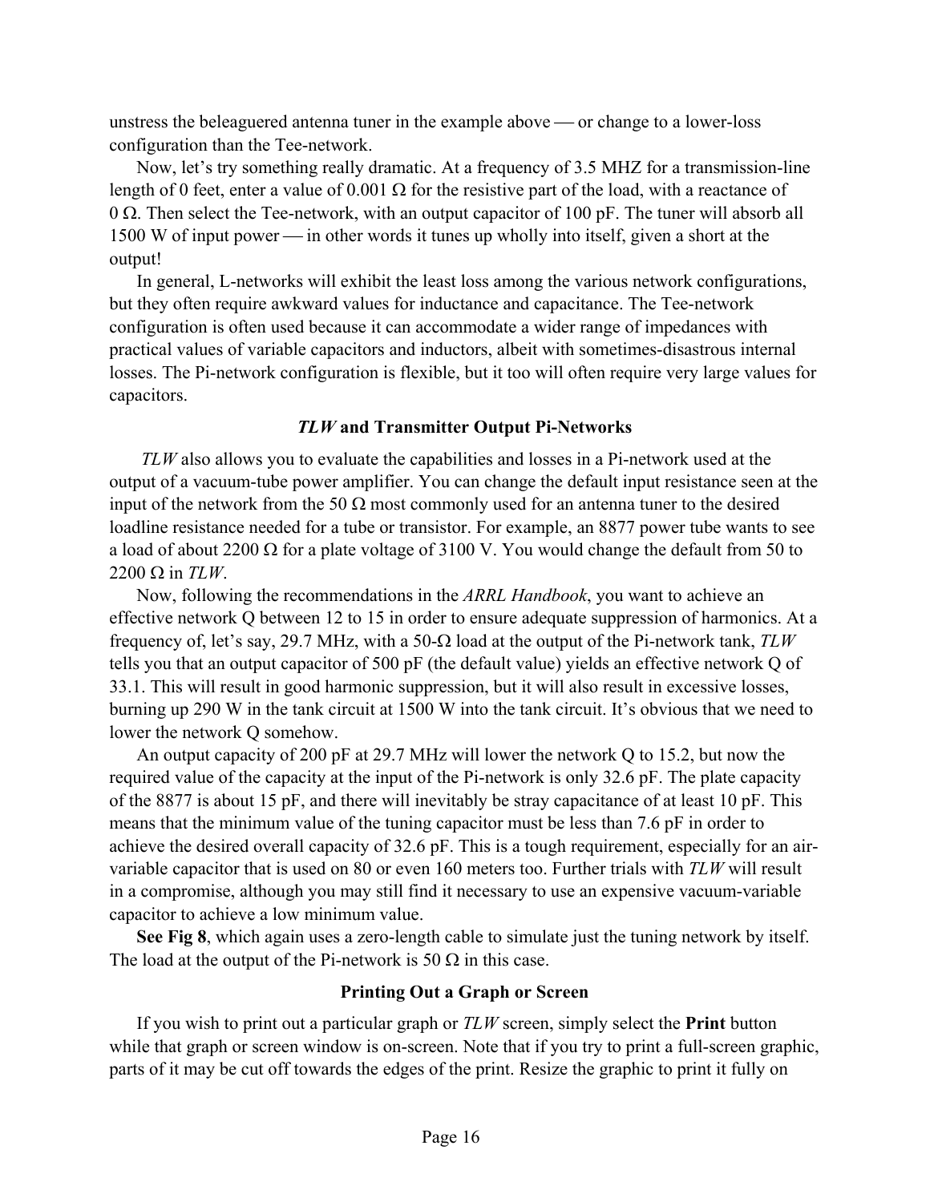unstress the beleaguered antenna tuner in the example above — or change to a lower-loss configuration than the Tee-network.

Now, let's try something really dramatic. At a frequency of 3.5 MHZ for a transmission-line length of 0 feet, enter a value of 0.001 Ω for the resistive part of the load, with a reactance of 0 Ω. Then select the Tee-network, with an output capacitor of 100 pF. The tuner will absorb all 1500 W of input power — in other words it tunes up wholly into itself, given a short at the output!

In general, L-networks will exhibit the least loss among the various network configurations, but they often require awkward values for inductance and capacitance. The Tee-network configuration is often used because it can accommodate a wider range of impedances with practical values of variable capacitors and inductors, albeit with sometimes-disastrous internal losses. The Pi-network configuration is flexible, but it too will often require very large values for capacitors.

### *TLW* and Transmitter Output Pi-Networks

*TLW* also allows you to evaluate the capabilities and losses in a Pi-network used at the output of a vacuum-tube power amplifier. You can change the default input resistance seen at the input of the network from the 50 Ω most commonly used for an antenna tuner to the desired loadline resistance needed for a tube or transistor. For example, an 8877 power tube wants to see a load of about 2200 Ω for a plate voltage of 3100 V. You would change the default from 50 to 2200 Ω in *TLW*.

Now, following the recommendations in the *ARRL Handbook*, you want to achieve an effective network Q between 12 to 15 in order to ensure adequate suppression of harmonics. At a frequency of, let's say, 29.7 MHz, with a 50-Ω load at the output of the Pi-network tank, *TLW* tells you that an output capacitor of 500 pF (the default value) yields an effective network Q of 33.1. This will result in good harmonic suppression, but it will also result in excessive losses, burning up 290 W in the tank circuit at 1500 W into the tank circuit. It's obvious that we need to lower the network Q somehow.

An output capacity of 200 pF at 29.7 MHz will lower the network Q to 15.2, but now the required value of the capacity at the input of the Pi-network is only 32.6 pF. The plate capacity of the 8877 is about 15 pF, and there will inevitably be stray capacitance of at least 10 pF. This means that the minimum value of the tuning capacitor must be less than 7.6 pF in order to achieve the desired overall capacity of 32.6 pF. This is a tough requirement, especially for an air-variable capacitor that is used on 80 or even 160 meters too. Further trials with *TLW* will result in a compromise, although you may still find it necessary to use an expensive vacuum-variable capacitor to achieve a low minimum value.

**See Fig 8**, which again uses a zero-length cable to simulate just the tuning network by itself. The load at the output of the Pi-network is 50 Ω in this case.

### Printing Out a Graph or Screen

If you wish to print out a particular graph or *TLW* screen, simply select the **Print** button while that graph or screen window is on-screen. Note that if you try to print a full-screen graphic, parts of it may be cut off towards the edges of the print. Resize the graphic to print it fully on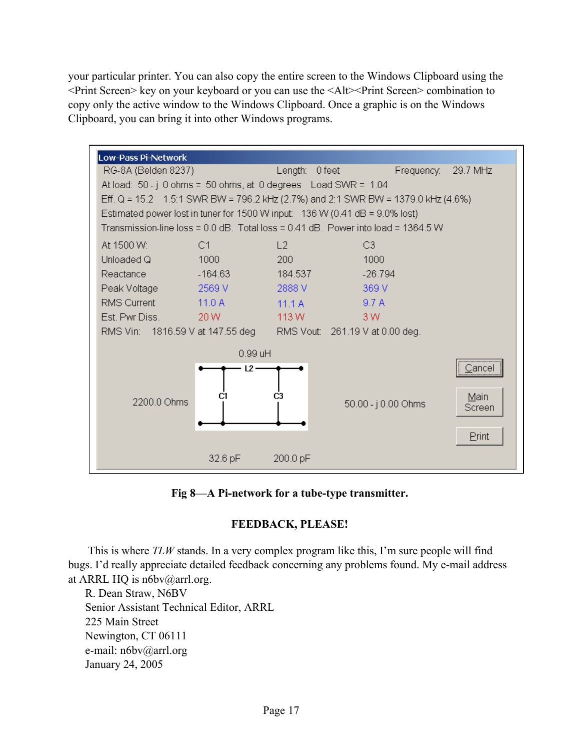your particular printer. You can also copy the entire screen to the Windows Clipboard using the <Print Screen> key on your keyboard or you can use the <Alt><Print Screen> combination to copy only the active window to the Windows Clipboard. Once a graphic is on the Windows Clipboard, you can bring it into other Windows programs.

Low-Pass Pi-Network

RG-8A (Belden 8237) Length: 0 feet Frequency: 29.7 MHz

At load: 50 - j 0 ohms = 50 ohms, at 0 degrees Load SWR = 1.04

Eff. Q = 15.2 1.5:1 SWR BW = 796.2 kHz (2.7%) and 2:1 SWR BW = 1379.0 kHz (4.6%)

Estimated power lost in tuner for 1500 W input: 136 W (0.41 dB = 9.0% lost)

Transmission-line loss = 0.0 dB. Total loss = 0.41 dB. Power into load = 1364.5 W

| At 1500 W: | C1 | L2 | C3 |
|---|---|---|---|
| Unloaded Q | 1000 | 200 | 1000 |
| Reactance | -164.63 | 184.537 | -26.794 |
| Peak Voltage | 2569 V | 2888 V | 369 V |
| RMS Current | 11.0 A | 11.1 A | 9.7 A |
| Est. Pwr Diss. | 20 W | 113 W | 3 W |

RMS Vin: 1816.59 V at 147.55 deg RMS Vout: 261.19 V at 0.00 deg.

0.99 uH

2200.0 Ohms L2 C1 C3 50.00 - j 0.00 Ohms

32.6 pF 200.0 pF

Cancel | Main Screen | Print

**Fig 8—A Pi-network for a tube-type transmitter.**

**FEEDBACK, PLEASE!**

This is where *TLW* stands. In a very complex program like this, I'm sure people will find bugs. I'd really appreciate detailed feedback concerning any problems found. My e-mail address at ARRL HQ is n6bv@arrl.org.

R. Dean Straw, N6BV
Senior Assistant Technical Editor, ARRL
225 Main Street
Newington, CT 06111
e-mail: n6bv@arrl.org
January 24, 2005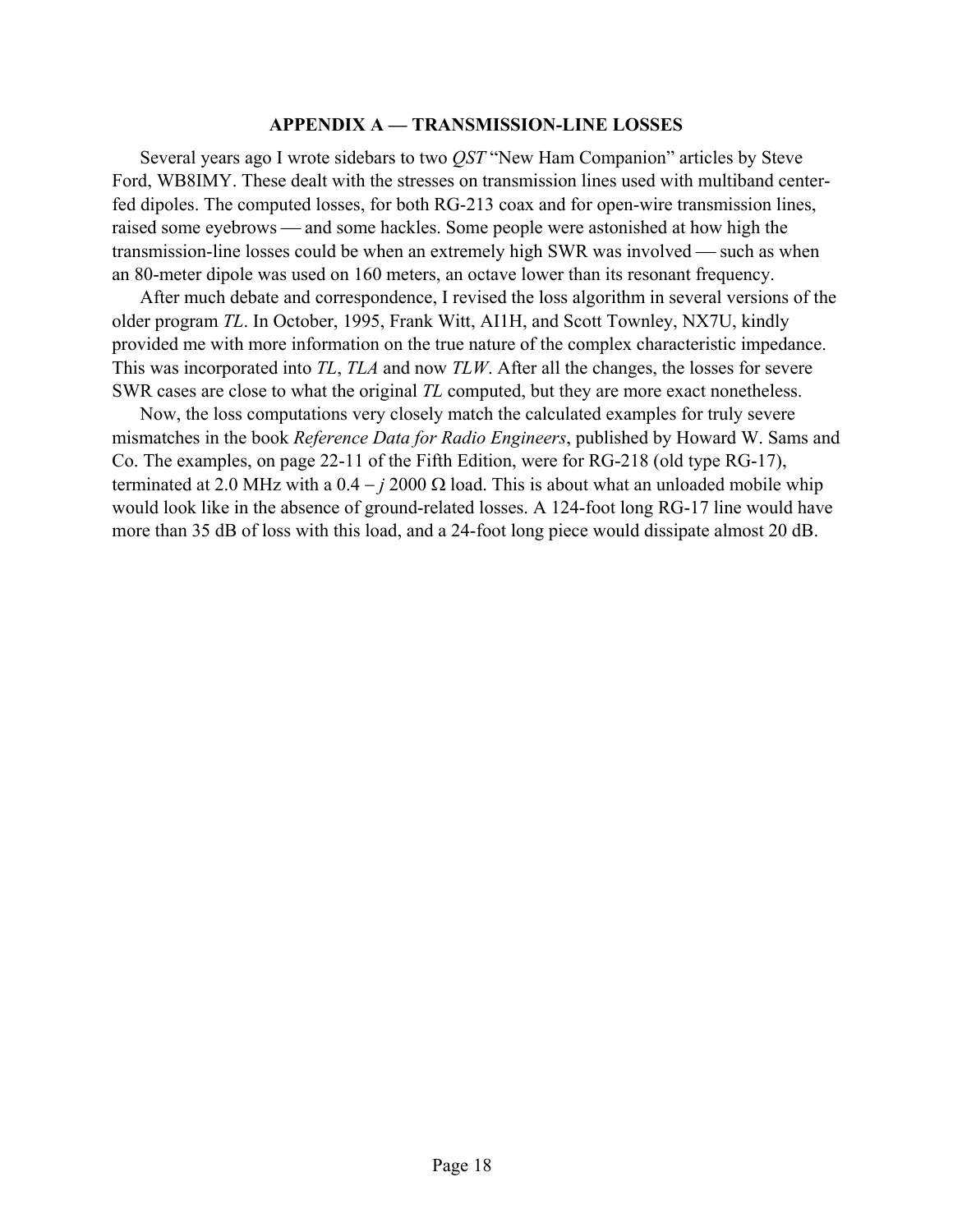## APPENDIX A — TRANSMISSION-LINE LOSSES

Several years ago I wrote sidebars to two *QST* "New Ham Companion" articles by Steve Ford, WB8IMY. These dealt with the stresses on transmission lines used with multiband center-fed dipoles. The computed losses, for both RG-213 coax and for open-wire transmission lines, raised some eyebrows — and some hackles. Some people were astonished at how high the transmission-line losses could be when an extremely high SWR was involved — such as when an 80-meter dipole was used on 160 meters, an octave lower than its resonant frequency.

After much debate and correspondence, I revised the loss algorithm in several versions of the older program *TL*. In October, 1995, Frank Witt, AI1H, and Scott Townley, NX7U, kindly provided me with more information on the true nature of the complex characteristic impedance. This was incorporated into *TL*, *TLA* and now *TLW*. After all the changes, the losses for severe SWR cases are close to what the original *TL* computed, but they are more exact nonetheless.

Now, the loss computations very closely match the calculated examples for truly severe mismatches in the book *Reference Data for Radio Engineers*, published by Howard W. Sams and Co. The examples, on page 22-11 of the Fifth Edition, were for RG-218 (old type RG-17), terminated at 2.0 MHz with a $0.4 - j\,2000\ \Omega$ load. This is about what an unloaded mobile whip would look like in the absence of ground-related losses. A 124-foot long RG-17 line would have more than 35 dB of loss with this load, and a 24-foot long piece would dissipate almost 20 dB.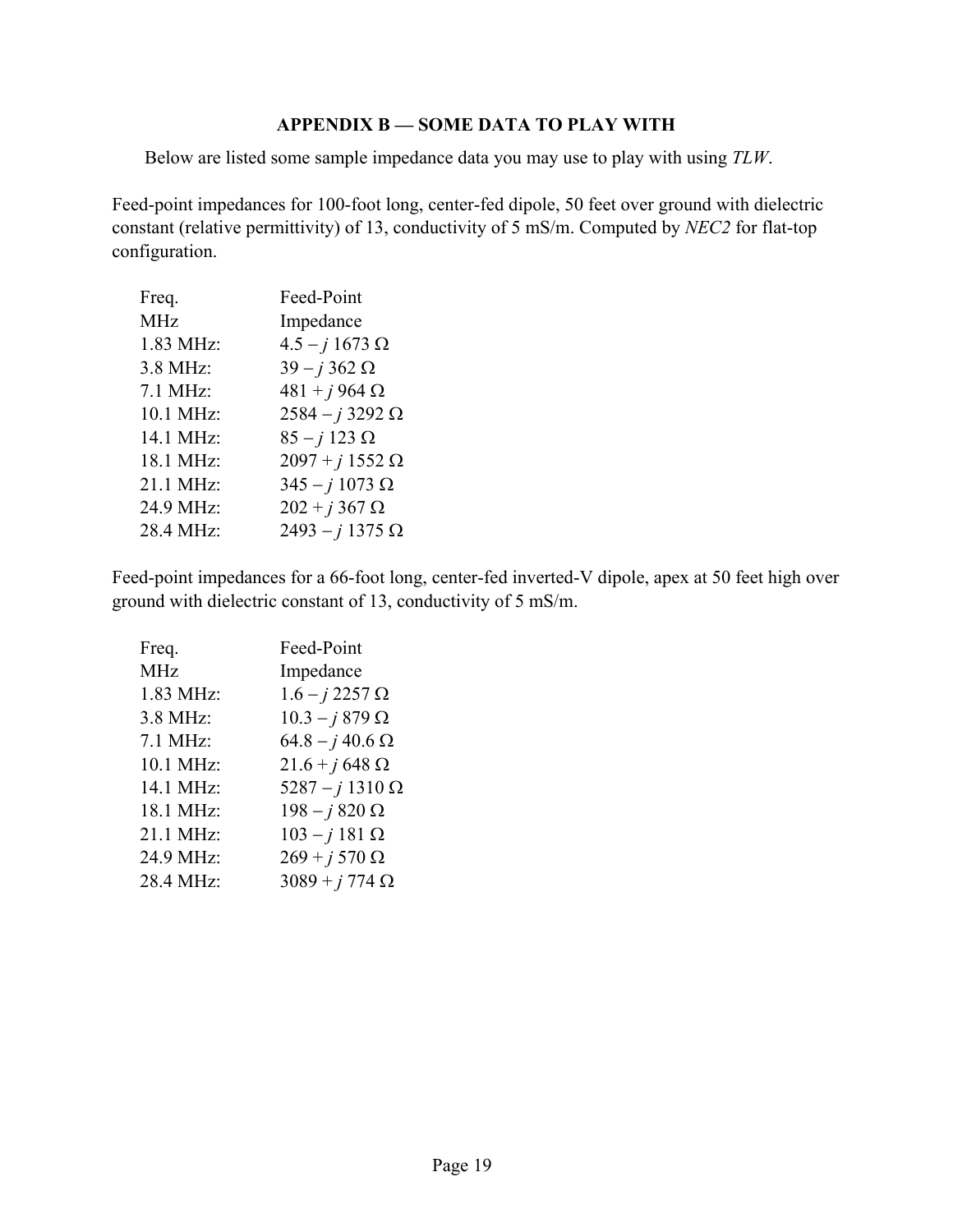## APPENDIX B — SOME DATA TO PLAY WITH

Below are listed some sample impedance data you may use to play with using *TLW*.

Feed-point impedances for 100-foot long, center-fed dipole, 50 feet over ground with dielectric constant (relative permittivity) of 13, conductivity of 5 mS/m. Computed by *NEC2* for flat-top configuration.

| Freq. MHz | Feed-Point Impedance |
|---|---|
| 1.83 MHz: | 4.5 − *j* 1673 Ω |
| 3.8 MHz: | 39 − *j* 362 Ω |
| 7.1 MHz: | 481 + *j* 964 Ω |
| 10.1 MHz: | 2584 − *j* 3292 Ω |
| 14.1 MHz: | 85 − *j* 123 Ω |
| 18.1 MHz: | 2097 + *j* 1552 Ω |
| 21.1 MHz: | 345 − *j* 1073 Ω |
| 24.9 MHz: | 202 + *j* 367 Ω |
| 28.4 MHz: | 2493 − *j* 1375 Ω |

Feed-point impedances for a 66-foot long, center-fed inverted-V dipole, apex at 50 feet high over ground with dielectric constant of 13, conductivity of 5 mS/m.

| Freq. MHz | Feed-Point Impedance |
|---|---|
| 1.83 MHz: | 1.6 − *j* 2257 Ω |
| 3.8 MHz: | 10.3 − *j* 879 Ω |
| 7.1 MHz: | 64.8 − *j* 40.6 Ω |
| 10.1 MHz: | 21.6 + *j* 648 Ω |
| 14.1 MHz: | 5287 − *j* 1310 Ω |
| 18.1 MHz: | 198 − *j* 820 Ω |
| 21.1 MHz: | 103 − *j* 181 Ω |
| 24.9 MHz: | 269 + *j* 570 Ω |
| 28.4 MHz: | 3089 + *j* 774 Ω |